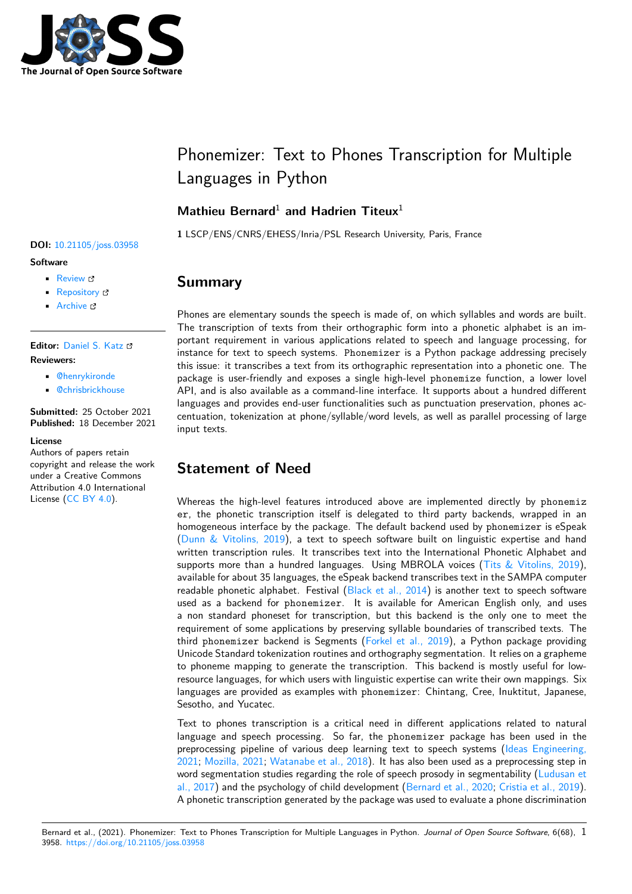# Phonemizer: Text to Phones Transcription for Multiple Languages in Python

**Mathieu Bernard**[1] **and Hadrien Titeux**[1]

**1** LSCP/ENS/CNRS/EHESS/Inria/PSL Research University, Paris, France

**DOI:** 10.21105/joss.03958

**Software**

- Review
- Repository
- Archive

**Editor:** Daniel S. Katz

**Reviewers:**

- @henrykironde
- @chrisbrickhouse

**Submitted:** 25 October 2021
**Published:** 18 December 2021

**License**
Authors of papers retain copyright and release the work under a Creative Commons Attribution 4.0 International License (CC BY 4.0).

## Summary

Phones are elementary sounds the speech is made of, on which syllables and words are built. The transcription of texts from their orthographic form into a phonetic alphabet is an important requirement in various applications related to speech and language processing, for instance for text to speech systems. `Phonemizer` is a Python package addressing precisely this issue: it transcribes a text from its orthographic representation into a phonetic one. The package is user-friendly and exposes a single high-level `phonemize` function, a lower lovel API, and is also available as a command-line interface. It supports about a hundred different languages and provides end-user functionalities such as punctuation preservation, phones accentuation, tokenization at phone/syllable/word levels, as well as parallel processing of large input texts.

## Statement of Need

Whereas the high-level features introduced above are implemented directly by `phonemizer`, the phonetic transcription itself is delegated to third party backends, wrapped in an homogeneous interface by the package. The default backend used by `phonemizer` is eSpeak (Dunn & Vitolins, 2019), a text to speech software built on linguistic expertise and hand written transcription rules. It transcribes text into the International Phonetic Alphabet and supports more than a hundred languages. Using MBROLA voices (Tits & Vitolins, 2019), available for about 35 languages, the eSpeak backend transcribes text in the SAMPA computer readable phonetic alphabet. Festival (Black et al., 2014) is another text to speech software used as a backend for `phonemizer`. It is available for American English only, and uses a non standard phoneset for transcription, but this backend is the only one to meet the requirement of some applications by preserving syllable boundaries of transcribed texts. The third `phonemizer` backend is Segments (Forkel et al., 2019), a Python package providing Unicode Standard tokenization routines and orthography segmentation. It relies on a grapheme to phoneme mapping to generate the transcription. This backend is mostly useful for low-resource languages, for which users with linguistic expertise can write their own mappings. Six languages are provided as examples with `phonemizer`: Chintang, Cree, Inuktitut, Japanese, Sesotho, and Yucatec.

Text to phones transcription is a critical need in different applications related to natural language and speech processing. So far, the `phonemizer` package has been used in the preprocessing pipeline of various deep learning text to speech systems (Ideas Engineering, 2021; Mozilla, 2021; Watanabe et al., 2018). It has also been used as a preprocessing step in word segmentation studies regarding the role of speech prosody in segmentability (Ludusan et al., 2017) and the psychology of child development (Bernard et al., 2020; Cristia et al., 2019). A phonetic transcription generated by the package was used to evaluate a phone discrimination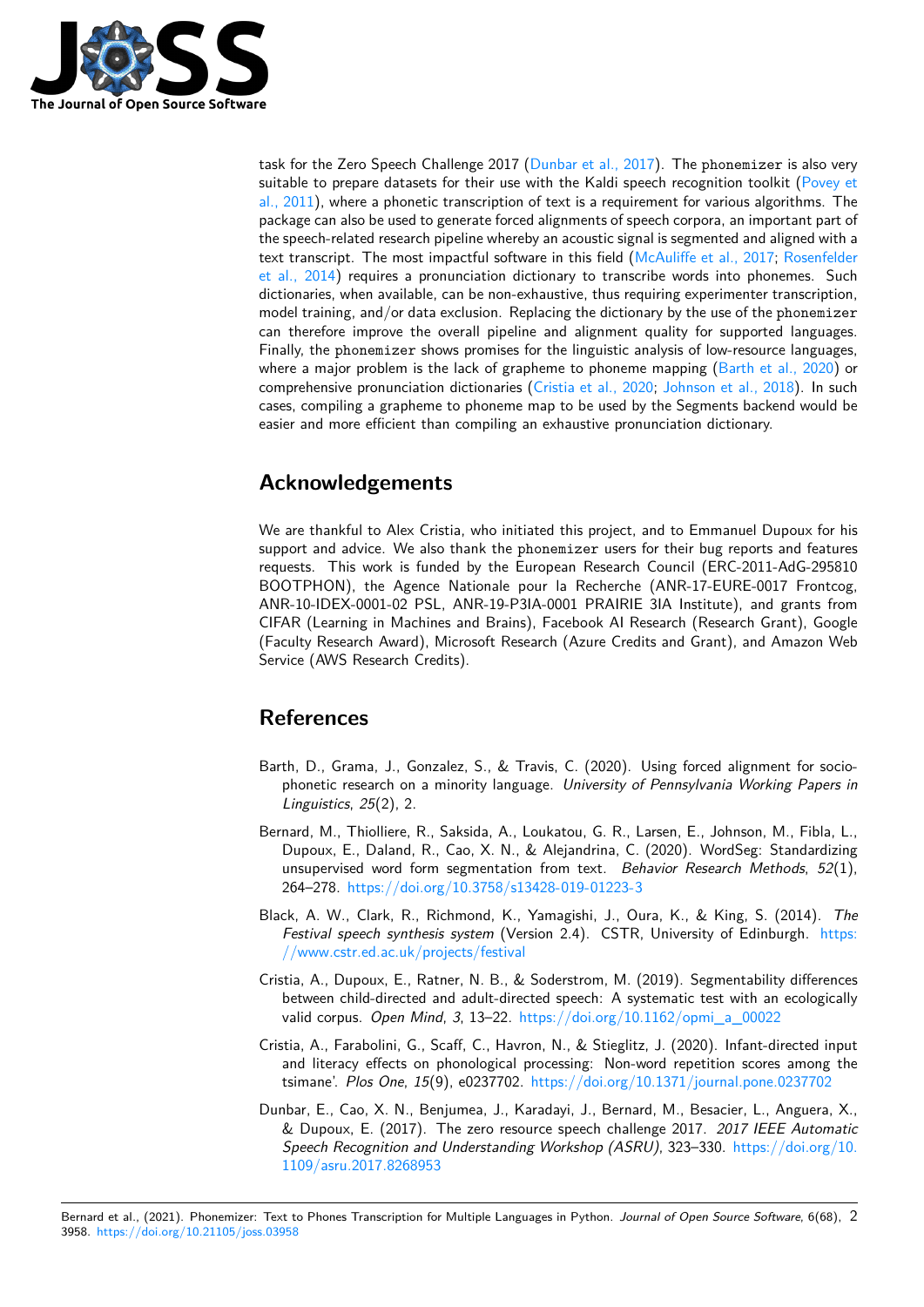task for the Zero Speech Challenge 2017 (Dunbar et al., 2017). The phonemizer is also very suitable to prepare datasets for their use with the Kaldi speech recognition toolkit (Povey et al., 2011), where a phonetic transcription of text is a requirement for various algorithms. The package can also be used to generate forced alignments of speech corpora, an important part of the speech-related research pipeline whereby an acoustic signal is segmented and aligned with a text transcript. The most impactful software in this field (McAuliffe et al., 2017; Rosenfelder et al., 2014) requires a pronunciation dictionary to transcribe words into phonemes. Such dictionaries, when available, can be non-exhaustive, thus requiring experimenter transcription, model training, and/or data exclusion. Replacing the dictionary by the use of the phonemizer can therefore improve the overall pipeline and alignment quality for supported languages. Finally, the phonemizer shows promises for the linguistic analysis of low-resource languages, where a major problem is the lack of grapheme to phoneme mapping (Barth et al., 2020) or comprehensive pronunciation dictionaries (Cristia et al., 2020; Johnson et al., 2018). In such cases, compiling a grapheme to phoneme map to be used by the Segments backend would be easier and more efficient than compiling an exhaustive pronunciation dictionary.

# Acknowledgements

We are thankful to Alex Cristia, who initiated this project, and to Emmanuel Dupoux for his support and advice. We also thank the phonemizer users for their bug reports and features requests. This work is funded by the European Research Council (ERC-2011-AdG-295810 BOOTPHON), the Agence Nationale pour la Recherche (ANR-17-EURE-0017 Frontcog, ANR-10-IDEX-0001-02 PSL, ANR-19-P3IA-0001 PRAIRIE 3IA Institute), and grants from CIFAR (Learning in Machines and Brains), Facebook AI Research (Research Grant), Google (Faculty Research Award), Microsoft Research (Azure Credits and Grant), and Amazon Web Service (AWS Research Credits).

# References

Barth, D., Grama, J., Gonzalez, S., & Travis, C. (2020). Using forced alignment for sociophonetic research on a minority language. *University of Pennsylvania Working Papers in Linguistics*, *25*(2), 2.

Bernard, M., Thiolliere, R., Saksida, A., Loukatou, G. R., Larsen, E., Johnson, M., Fibla, L., Dupoux, E., Daland, R., Cao, X. N., & Alejandrina, C. (2020). WordSeg: Standardizing unsupervised word form segmentation from text. *Behavior Research Methods*, *52*(1), 264–278. https://doi.org/10.3758/s13428-019-01223-3

Black, A. W., Clark, R., Richmond, K., Yamagishi, J., Oura, K., & King, S. (2014). *The Festival speech synthesis system* (Version 2.4). CSTR, University of Edinburgh. https://www.cstr.ed.ac.uk/projects/festival

Cristia, A., Dupoux, E., Ratner, N. B., & Soderstrom, M. (2019). Segmentability differences between child-directed and adult-directed speech: A systematic test with an ecologically valid corpus. *Open Mind*, *3*, 13–22. https://doi.org/10.1162/opmi_a_00022

Cristia, A., Farabolini, G., Scaff, C., Havron, N., & Stieglitz, J. (2020). Infant-directed input and literacy effects on phonological processing: Non-word repetition scores among the tsimane'. *Plos One*, *15*(9), e0237702. https://doi.org/10.1371/journal.pone.0237702

Dunbar, E., Cao, X. N., Benjumea, J., Karadayi, J., Bernard, M., Besacier, L., Anguera, X., & Dupoux, E. (2017). The zero resource speech challenge 2017. *2017 IEEE Automatic Speech Recognition and Understanding Workshop (ASRU)*, 323–330. https://doi.org/10.1109/asru.2017.8268953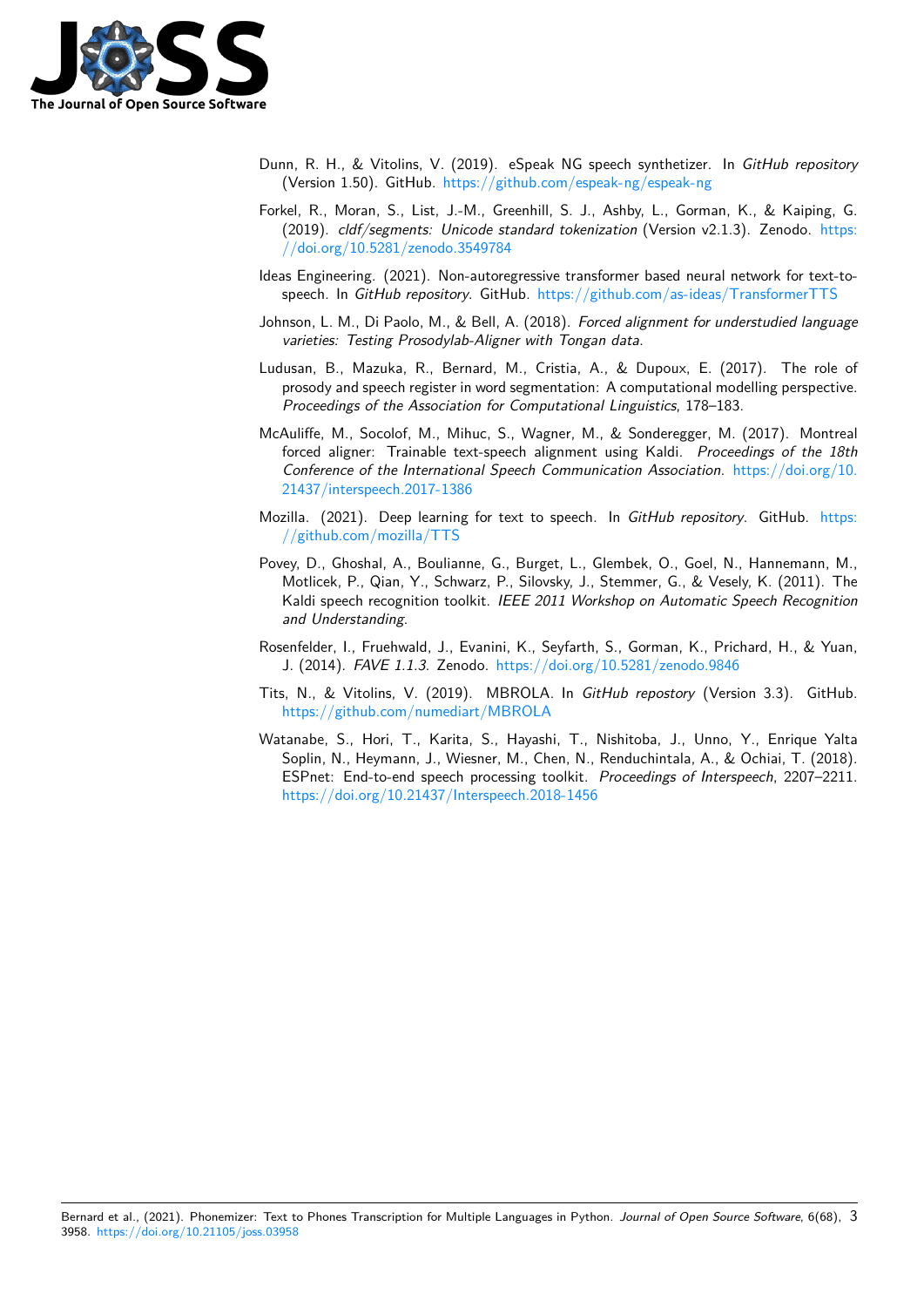Dunn, R. H., & Vitolins, V. (2019). eSpeak NG speech synthetizer. In *GitHub repository* (Version 1.50). GitHub. https://github.com/espeak-ng/espeak-ng

Forkel, R., Moran, S., List, J.-M., Greenhill, S. J., Ashby, L., Gorman, K., & Kaiping, G. (2019). *cldf/segments: Unicode standard tokenization* (Version v2.1.3). Zenodo. https://doi.org/10.5281/zenodo.3549784

Ideas Engineering. (2021). Non-autoregressive transformer based neural network for text-to-speech. In *GitHub repository*. GitHub. https://github.com/as-ideas/TransformerTTS

Johnson, L. M., Di Paolo, M., & Bell, A. (2018). *Forced alignment for understudied language varieties: Testing Prosodylab-Aligner with Tongan data*.

Ludusan, B., Mazuka, R., Bernard, M., Cristia, A., & Dupoux, E. (2017). The role of prosody and speech register in word segmentation: A computational modelling perspective. *Proceedings of the Association for Computational Linguistics*, 178–183.

McAuliffe, M., Socolof, M., Mihuc, S., Wagner, M., & Sonderegger, M. (2017). Montreal forced aligner: Trainable text-speech alignment using Kaldi. *Proceedings of the 18th Conference of the International Speech Communication Association*. https://doi.org/10.21437/interspeech.2017-1386

Mozilla. (2021). Deep learning for text to speech. In *GitHub repository*. GitHub. https://github.com/mozilla/TTS

Povey, D., Ghoshal, A., Boulianne, G., Burget, L., Glembek, O., Goel, N., Hannemann, M., Motlicek, P., Qian, Y., Schwarz, P., Silovsky, J., Stemmer, G., & Vesely, K. (2011). The Kaldi speech recognition toolkit. *IEEE 2011 Workshop on Automatic Speech Recognition and Understanding*.

Rosenfelder, I., Fruehwald, J., Evanini, K., Seyfarth, S., Gorman, K., Prichard, H., & Yuan, J. (2014). *FAVE 1.1.3*. Zenodo. https://doi.org/10.5281/zenodo.9846

Tits, N., & Vitolins, V. (2019). MBROLA. In *GitHub repostory* (Version 3.3). GitHub. https://github.com/numediart/MBROLA

Watanabe, S., Hori, T., Karita, S., Hayashi, T., Nishitoba, J., Unno, Y., Enrique Yalta Soplin, N., Heymann, J., Wiesner, M., Chen, N., Renduchintala, A., & Ochiai, T. (2018). ESPnet: End-to-end speech processing toolkit. *Proceedings of Interspeech*, 2207–2211. https://doi.org/10.21437/Interspeech.2018-1456